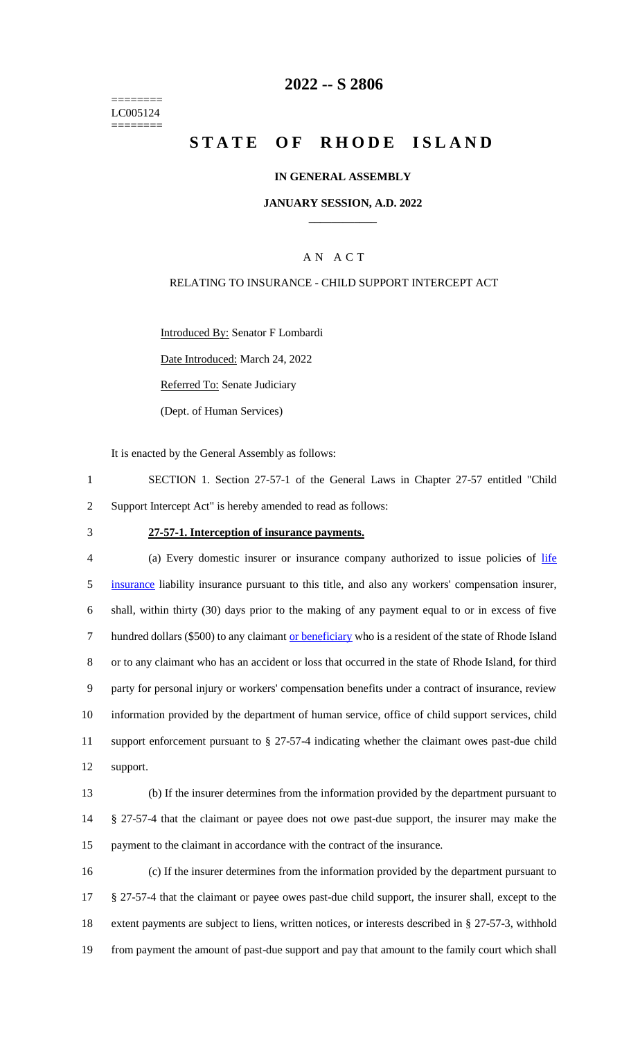========
LC005124
========

# 2022 -- S 2806

# STATE OF RHODE ISLAND

**IN GENERAL ASSEMBLY**

**JANUARY SESSION, A.D. 2022**

____________

A N A C T

RELATING TO INSURANCE - CHILD SUPPORT INTERCEPT ACT

Introduced By: Senator F Lombardi

Date Introduced: March 24, 2022

Referred To: Senate Judiciary

(Dept. of Human Services)

It is enacted by the General Assembly as follows:

1 SECTION 1. Section 27-57-1 of the General Laws in Chapter 27-57 entitled "Child
2 Support Intercept Act" is hereby amended to read as follows:

3 **27-57-1. Interception of insurance payments.**

4 (a) Every domestic insurer or insurance company authorized to issue policies of life
5 insurance liability insurance pursuant to this title, and also any workers' compensation insurer,
6 shall, within thirty (30) days prior to the making of any payment equal to or in excess of five
7 hundred dollars ($500) to any claimant or beneficiary who is a resident of the state of Rhode Island
8 or to any claimant who has an accident or loss that occurred in the state of Rhode Island, for third
9 party for personal injury or workers' compensation benefits under a contract of insurance, review
10 information provided by the department of human service, office of child support services, child
11 support enforcement pursuant to § 27-57-4 indicating whether the claimant owes past-due child
12 support.

13 (b) If the insurer determines from the information provided by the department pursuant to
14 § 27-57-4 that the claimant or payee does not owe past-due support, the insurer may make the
15 payment to the claimant in accordance with the contract of the insurance.

16 (c) If the insurer determines from the information provided by the department pursuant to
17 § 27-57-4 that the claimant or payee owes past-due child support, the insurer shall, except to the
18 extent payments are subject to liens, written notices, or interests described in § 27-57-3, withhold
19 from payment the amount of past-due support and pay that amount to the family court which shall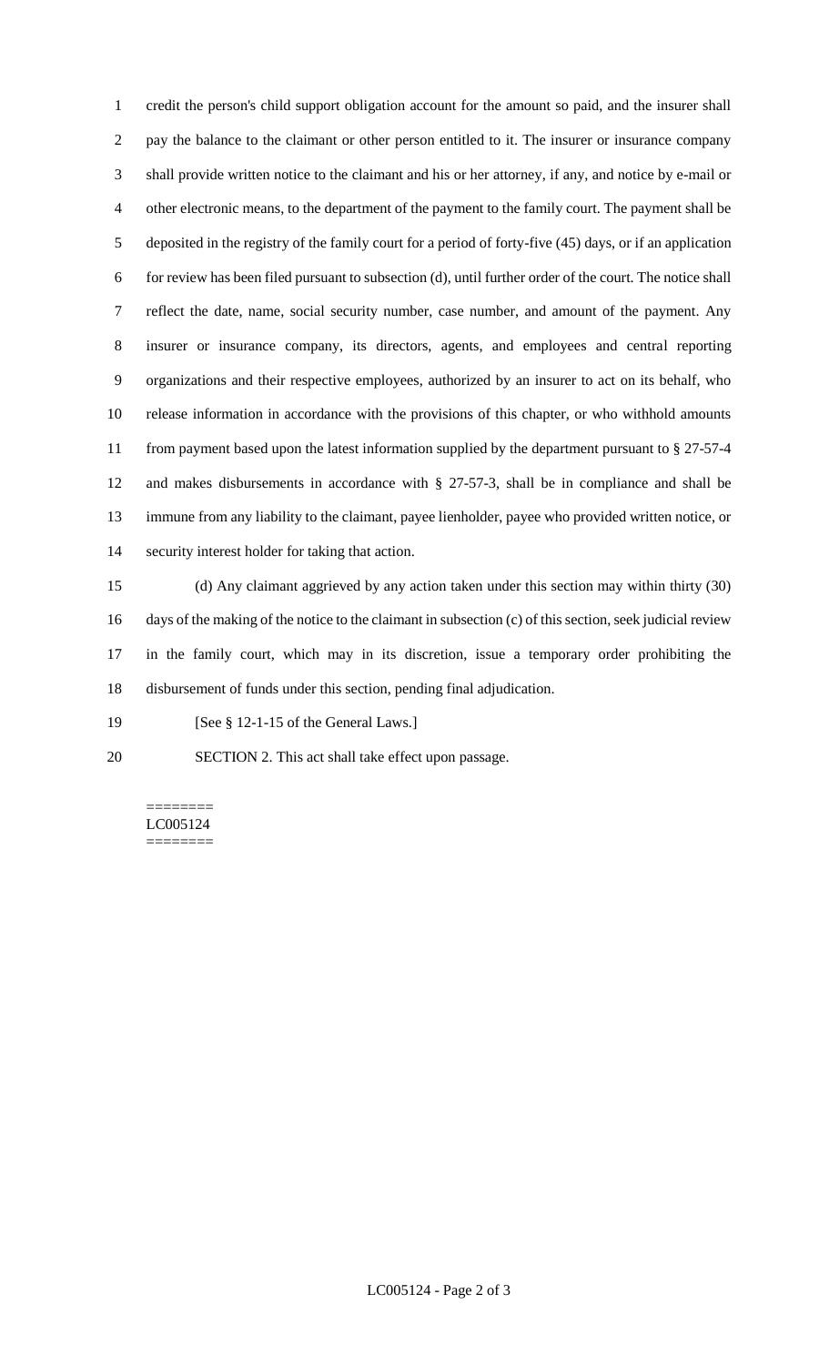credit the person's child support obligation account for the amount so paid, and the insurer shall pay the balance to the claimant or other person entitled to it. The insurer or insurance company shall provide written notice to the claimant and his or her attorney, if any, and notice by e-mail or other electronic means, to the department of the payment to the family court. The payment shall be deposited in the registry of the family court for a period of forty-five (45) days, or if an application for review has been filed pursuant to subsection (d), until further order of the court. The notice shall reflect the date, name, social security number, case number, and amount of the payment. Any insurer or insurance company, its directors, agents, and employees and central reporting organizations and their respective employees, authorized by an insurer to act on its behalf, who release information in accordance with the provisions of this chapter, or who withhold amounts from payment based upon the latest information supplied by the department pursuant to § 27-57-4 and makes disbursements in accordance with § 27-57-3, shall be in compliance and shall be immune from any liability to the claimant, payee lienholder, payee who provided written notice, or security interest holder for taking that action.

(d) Any claimant aggrieved by any action taken under this section may within thirty (30) days of the making of the notice to the claimant in subsection (c) of this section, seek judicial review in the family court, which may in its discretion, issue a temporary order prohibiting the disbursement of funds under this section, pending final adjudication.

[See § 12-1-15 of the General Laws.]

SECTION 2. This act shall take effect upon passage.

========
LC005124
========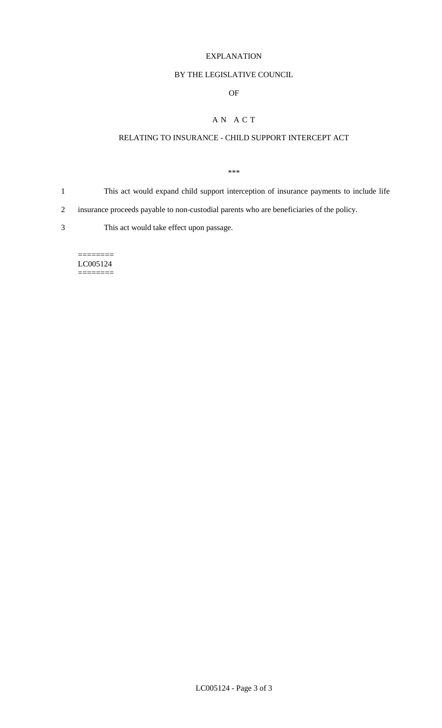EXPLANATION

BY THE LEGISLATIVE COUNCIL

OF

A N A C T

RELATING TO INSURANCE - CHILD SUPPORT INTERCEPT ACT

\*\*\*

1 This act would expand child support interception of insurance payments to include life

2 insurance proceeds payable to non-custodial parents who are beneficiaries of the policy.

3 This act would take effect upon passage.

========
LC005124
========